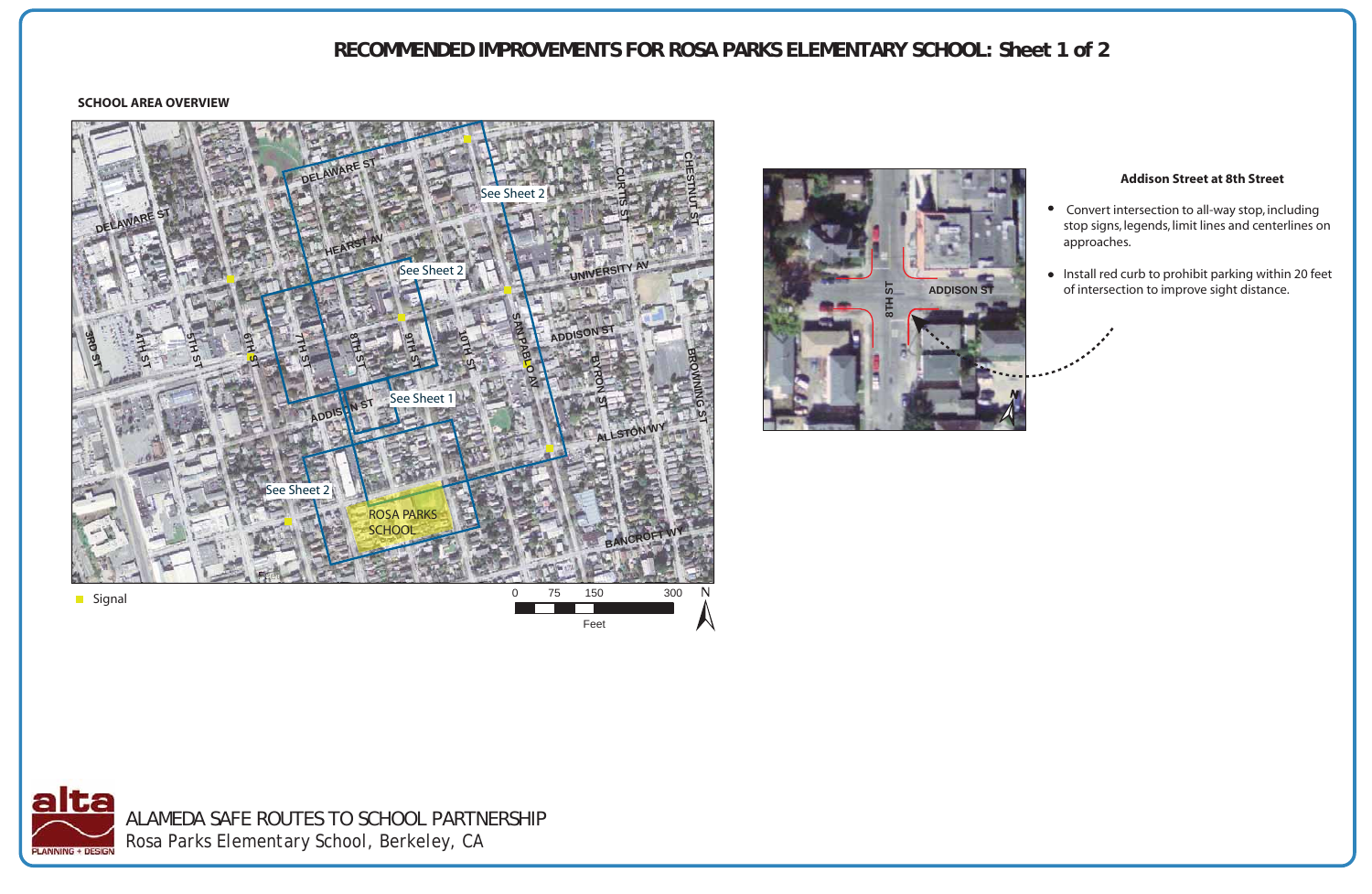# RECOMMENDED IMPROVEMENTS FOR ROSA PARKS ELEMENTARY SCHOOL: Sheet 1 of 2

**SCHOOL AREA OVERVIEW**

Signal

0 75 150 300 Feet

### Addison Street at 8th Street

- Convert intersection to all-way stop, including stop signs, legends, limit lines and centerlines on approaches.
- Install red curb to prohibit parking within 20 feet of intersection to improve sight distance.

ALAMEDA SAFE ROUTES TO SCHOOL PARTNERSHIP

Rosa Parks Elementary School, Berkeley, CA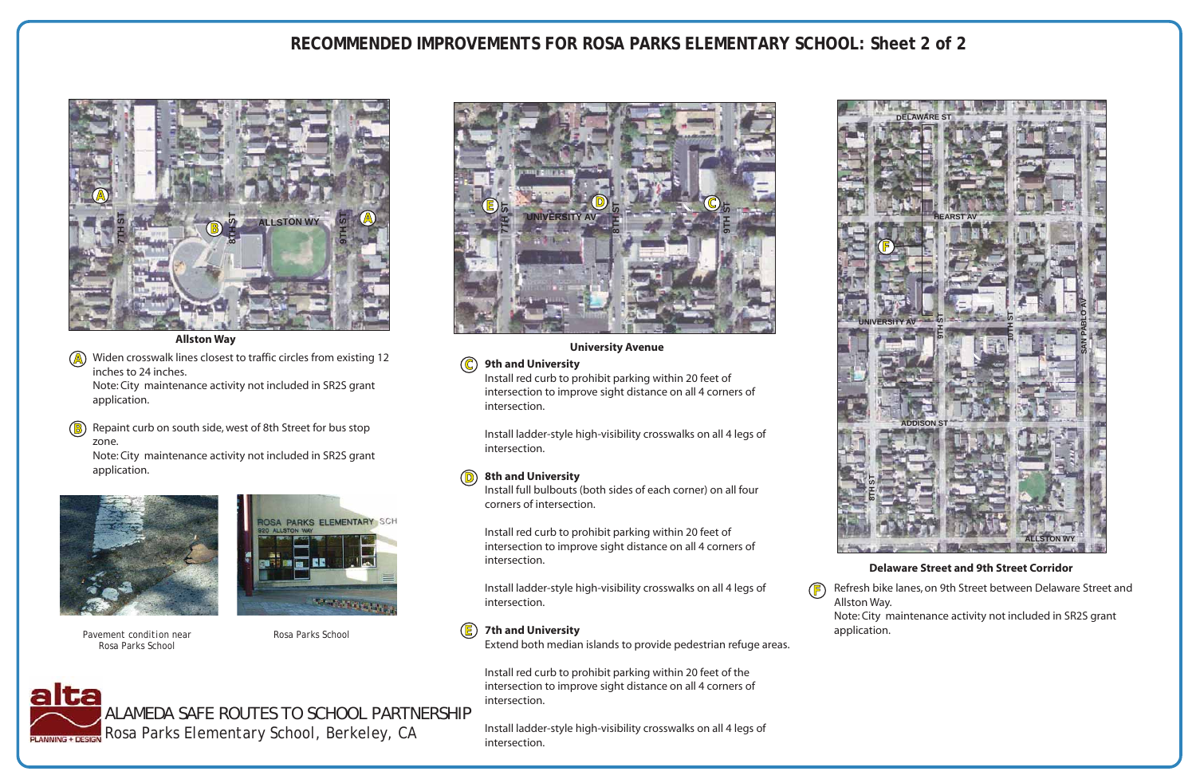# RECOMMENDED IMPROVEMENTS FOR ROSA PARKS ELEMENTARY SCHOOL: Sheet 2 of 2

## Allston Way

**A** Widen crosswalk lines closest to traffic circles from existing 12 inches to 24 inches.
Note: City maintenance activity not included in SR2S grant application.

**B** Repaint curb on south side, west of 8th Street for bus stop zone.
Note: City maintenance activity not included in SR2S grant application.

Pavement condition near Rosa Parks School

Rosa Parks School

## University Avenue

**C** **9th and University**
Install red curb to prohibit parking within 20 feet of intersection to improve sight distance on all 4 corners of intersection.

Install ladder-style high-visibility crosswalks on all 4 legs of intersection.

**D** **8th and University**
Install full bulbouts (both sides of each corner) on all four corners of intersection.

Install red curb to prohibit parking within 20 feet of intersection to improve sight distance on all 4 corners of intersection.

Install ladder-style high-visibility crosswalks on all 4 legs of intersection.

**E** **7th and University**
Extend both median islands to provide pedestrian refuge areas.

Install red curb to prohibit parking within 20 feet of the intersection to improve sight distance on all 4 corners of intersection.

Install ladder-style high-visibility crosswalks on all 4 legs of intersection.

## Delaware Street and 9th Street Corridor

**F** Refresh bike lanes, on 9th Street between Delaware Street and Allston Way.
Note: City maintenance activity not included in SR2S grant application.

alta PLANNING + DESIGN
ALAMEDA SAFE ROUTES TO SCHOOL PARTNERSHIP
Rosa Parks Elementary School, Berkeley, CA